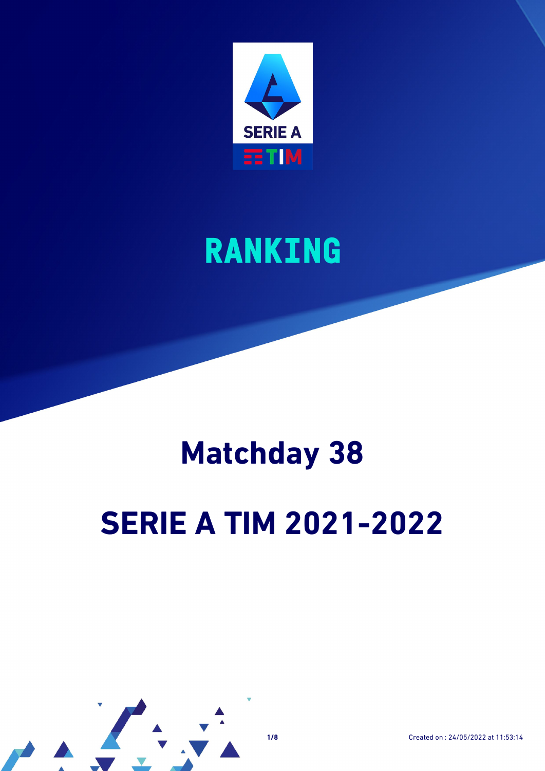SERIE A

TIM

# RANKING

## Matchday 38

# SERIE A TIM 2021-2022

Created on : 24/05/2022 at 11:53:14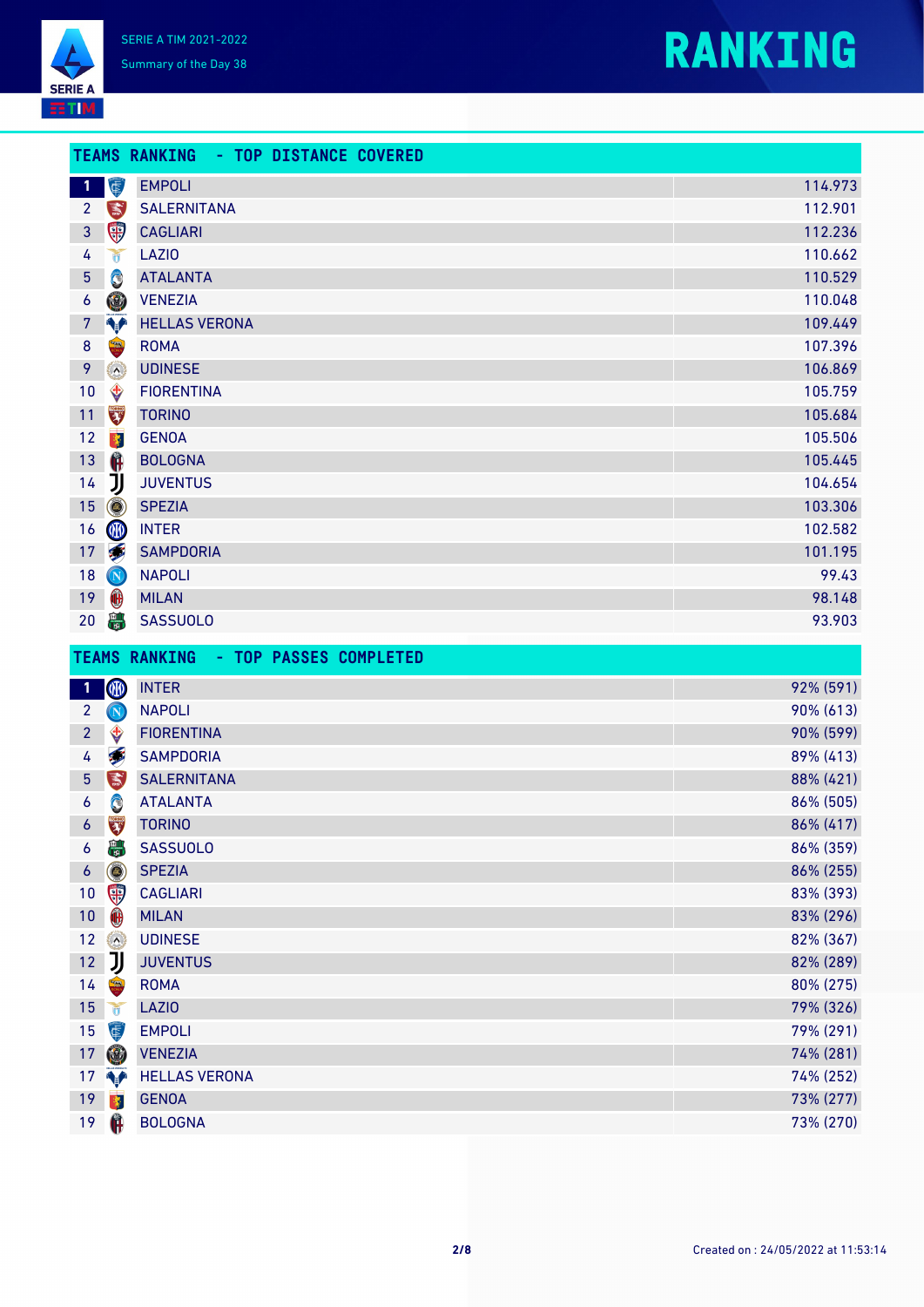SERIE A TIM 2021-2022

Summary of the Day 38

# RANKING

## TEAMS RANKING - TOP DISTANCE COVERED

| | | |
|---|---|---|
| 1 | EMPOLI | 114.973 |
| 2 | SALERNITANA | 112.901 |
| 3 | CAGLIARI | 112.236 |
| 4 | LAZIO | 110.662 |
| 5 | ATALANTA | 110.529 |
| 6 | VENEZIA | 110.048 |
| 7 | HELLAS VERONA | 109.449 |
| 8 | ROMA | 107.396 |
| 9 | UDINESE | 106.869 |
| 10 | FIORENTINA | 105.759 |
| 11 | TORINO | 105.684 |
| 12 | GENOA | 105.506 |
| 13 | BOLOGNA | 105.445 |
| 14 | JUVENTUS | 104.654 |
| 15 | SPEZIA | 103.306 |
| 16 | INTER | 102.582 |
| 17 | SAMPDORIA | 101.195 |
| 18 | NAPOLI | 99.43 |
| 19 | MILAN | 98.148 |
| 20 | SASSUOLO | 93.903 |

## TEAMS RANKING - TOP PASSES COMPLETED

| | | |
|---|---|---|
| 1 | INTER | 92% (591) |
| 2 | NAPOLI | 90% (613) |
| 2 | FIORENTINA | 90% (599) |
| 4 | SAMPDORIA | 89% (413) |
| 5 | SALERNITANA | 88% (421) |
| 6 | ATALANTA | 86% (505) |
| 6 | TORINO | 86% (417) |
| 6 | SASSUOLO | 86% (359) |
| 6 | SPEZIA | 86% (255) |
| 10 | CAGLIARI | 83% (393) |
| 10 | MILAN | 83% (296) |
| 12 | UDINESE | 82% (367) |
| 12 | JUVENTUS | 82% (289) |
| 14 | ROMA | 80% (275) |
| 15 | LAZIO | 79% (326) |
| 15 | EMPOLI | 79% (291) |
| 17 | VENEZIA | 74% (281) |
| 17 | HELLAS VERONA | 74% (252) |
| 19 | GENOA | 73% (277) |
| 19 | BOLOGNA | 73% (270) |

Created on : 24/05/2022 at 11:53:14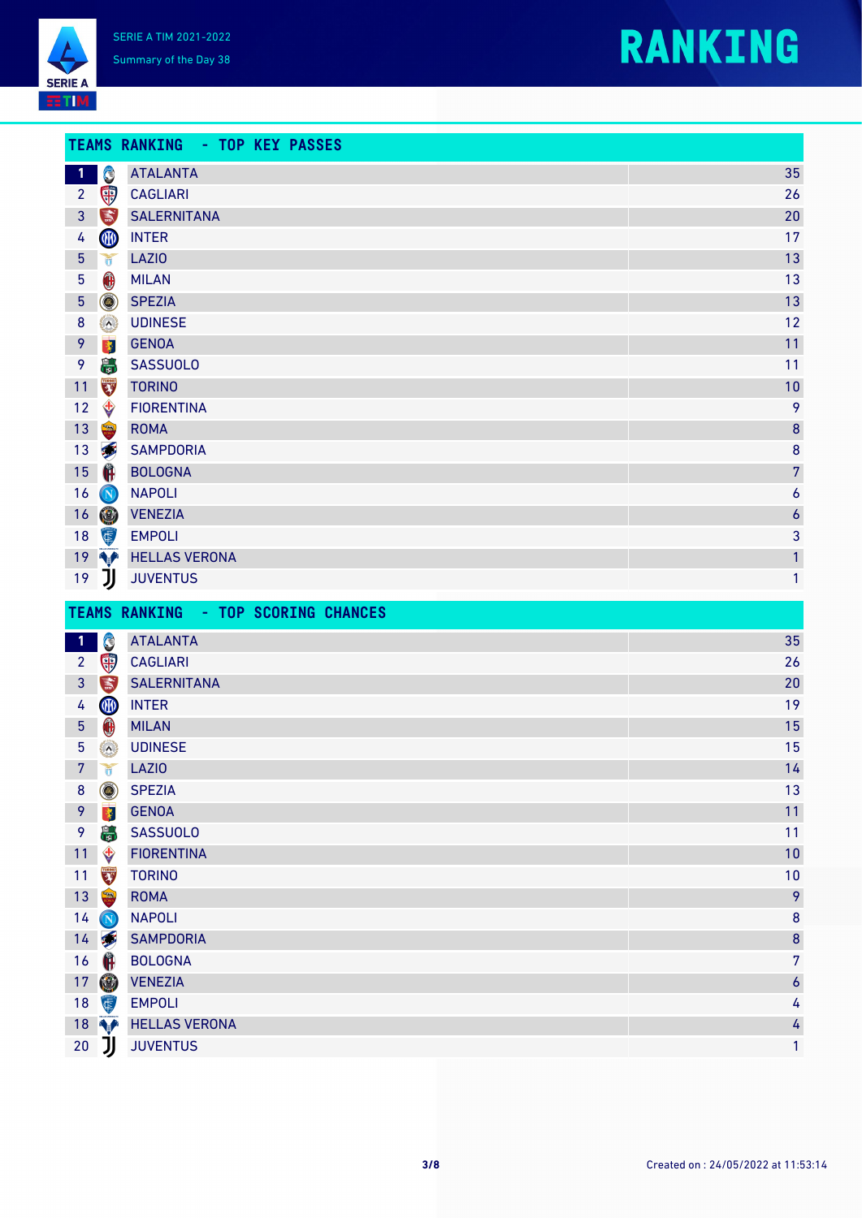SERIE A TIM 2021-2022

Summary of the Day 38

# RANKING

## TEAMS RANKING - TOP KEY PASSES

| | | |
|---|---|---|
| 1 | ATALANTA | 35 |
| 2 | CAGLIARI | 26 |
| 3 | SALERNITANA | 20 |
| 4 | INTER | 17 |
| 5 | LAZIO | 13 |
| 5 | MILAN | 13 |
| 5 | SPEZIA | 13 |
| 8 | UDINESE | 12 |
| 9 | GENOA | 11 |
| 9 | SASSUOLO | 11 |
| 11 | TORINO | 10 |
| 12 | FIORENTINA | 9 |
| 13 | ROMA | 8 |
| 13 | SAMPDORIA | 8 |
| 15 | BOLOGNA | 7 |
| 16 | NAPOLI | 6 |
| 16 | VENEZIA | 6 |
| 18 | EMPOLI | 3 |
| 19 | HELLAS VERONA | 1 |
| 19 | JUVENTUS | 1 |

## TEAMS RANKING - TOP SCORING CHANCES

| | | |
|---|---|---|
| 1 | ATALANTA | 35 |
| 2 | CAGLIARI | 26 |
| 3 | SALERNITANA | 20 |
| 4 | INTER | 19 |
| 5 | MILAN | 15 |
| 5 | UDINESE | 15 |
| 7 | LAZIO | 14 |
| 8 | SPEZIA | 13 |
| 9 | GENOA | 11 |
| 9 | SASSUOLO | 11 |
| 11 | FIORENTINA | 10 |
| 11 | TORINO | 10 |
| 13 | ROMA | 9 |
| 14 | NAPOLI | 8 |
| 14 | SAMPDORIA | 8 |
| 16 | BOLOGNA | 7 |
| 17 | VENEZIA | 6 |
| 18 | EMPOLI | 4 |
| 18 | HELLAS VERONA | 4 |
| 20 | JUVENTUS | 1 |

Created on : 24/05/2022 at 11:53:14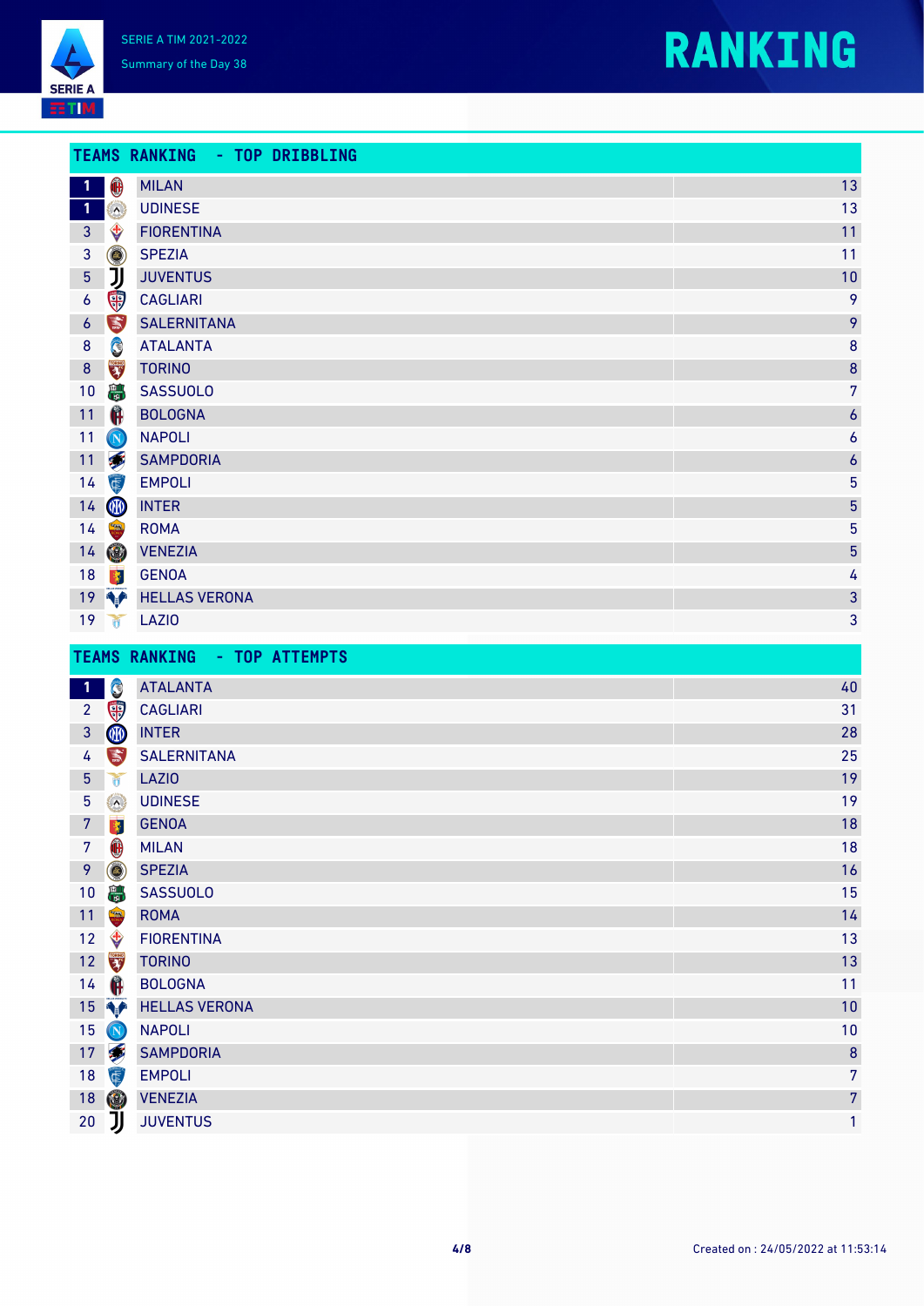# RANKING

SERIE A TIM 2021-2022
Summary of the Day 38

## TEAMS RANKING - TOP DRIBBLING

| | | |
|---|---|---|
| 1 | MILAN | 13 |
| 1 | UDINESE | 13 |
| 3 | FIORENTINA | 11 |
| 3 | SPEZIA | 11 |
| 5 | JUVENTUS | 10 |
| 6 | CAGLIARI | 9 |
| 6 | SALERNITANA | 9 |
| 8 | ATALANTA | 8 |
| 8 | TORINO | 8 |
| 10 | SASSUOLO | 7 |
| 11 | BOLOGNA | 6 |
| 11 | NAPOLI | 6 |
| 11 | SAMPDORIA | 6 |
| 14 | EMPOLI | 5 |
| 14 | INTER | 5 |
| 14 | ROMA | 5 |
| 14 | VENEZIA | 5 |
| 18 | GENOA | 4 |
| 19 | HELLAS VERONA | 3 |
| 19 | LAZIO | 3 |

## TEAMS RANKING - TOP ATTEMPTS

| | | |
|---|---|---|
| 1 | ATALANTA | 40 |
| 2 | CAGLIARI | 31 |
| 3 | INTER | 28 |
| 4 | SALERNITANA | 25 |
| 5 | LAZIO | 19 |
| 5 | UDINESE | 19 |
| 7 | GENOA | 18 |
| 7 | MILAN | 18 |
| 9 | SPEZIA | 16 |
| 10 | SASSUOLO | 15 |
| 11 | ROMA | 14 |
| 12 | FIORENTINA | 13 |
| 12 | TORINO | 13 |
| 14 | BOLOGNA | 11 |
| 15 | HELLAS VERONA | 10 |
| 15 | NAPOLI | 10 |
| 17 | SAMPDORIA | 8 |
| 18 | EMPOLI | 7 |
| 18 | VENEZIA | 7 |
| 20 | JUVENTUS | 1 |

Created on : 24/05/2022 at 11:53:14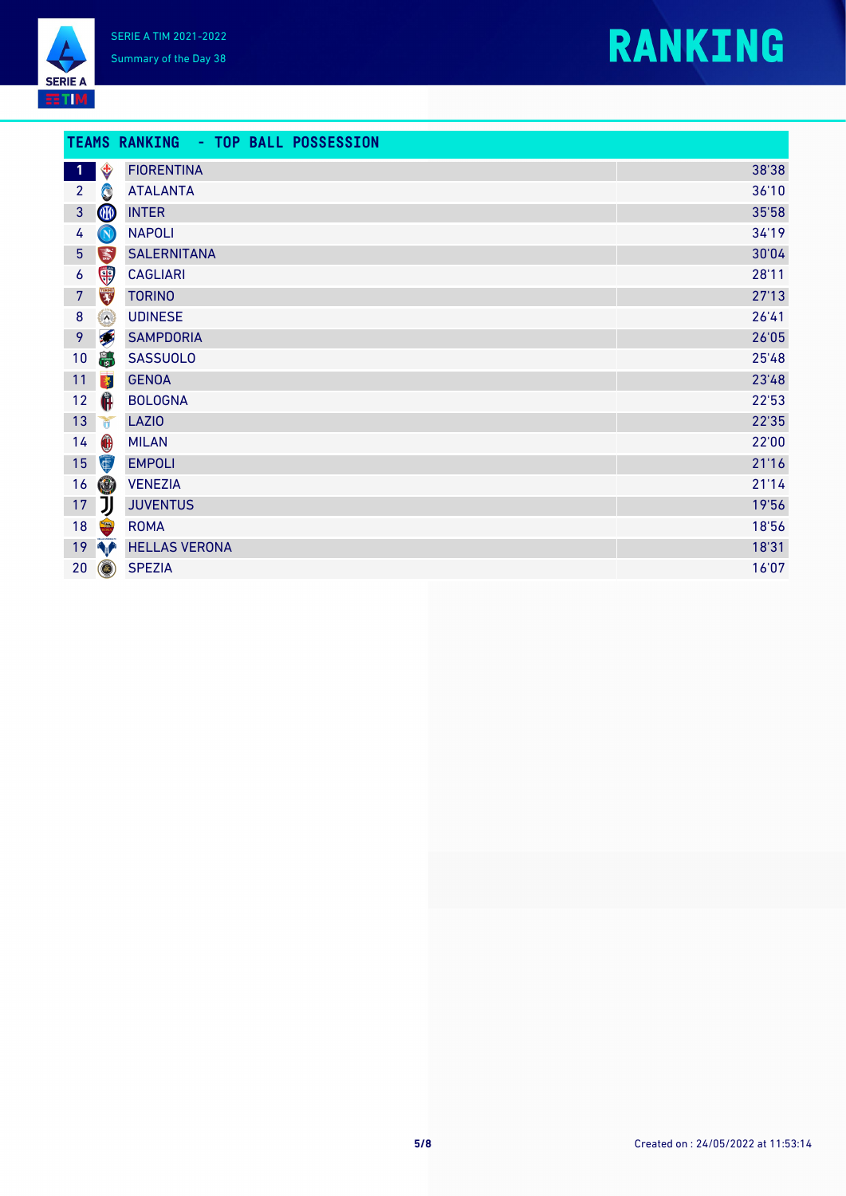SERIE A TIM 2021-2022

Summary of the Day 38

# RANKING

## TEAMS RANKING - TOP BALL POSSESSION

| | | |
|---|---|---|
| 1 | FIORENTINA | 38'38 |
| 2 | ATALANTA | 36'10 |
| 3 | INTER | 35'58 |
| 4 | NAPOLI | 34'19 |
| 5 | SALERNITANA | 30'04 |
| 6 | CAGLIARI | 28'11 |
| 7 | TORINO | 27'13 |
| 8 | UDINESE | 26'41 |
| 9 | SAMPDORIA | 26'05 |
| 10 | SASSUOLO | 25'48 |
| 11 | GENOA | 23'48 |
| 12 | BOLOGNA | 22'53 |
| 13 | LAZIO | 22'35 |
| 14 | MILAN | 22'00 |
| 15 | EMPOLI | 21'16 |
| 16 | VENEZIA | 21'14 |
| 17 | JUVENTUS | 19'56 |
| 18 | ROMA | 18'56 |
| 19 | HELLAS VERONA | 18'31 |
| 20 | SPEZIA | 16'07 |

Created on : 24/05/2022 at 11:53:14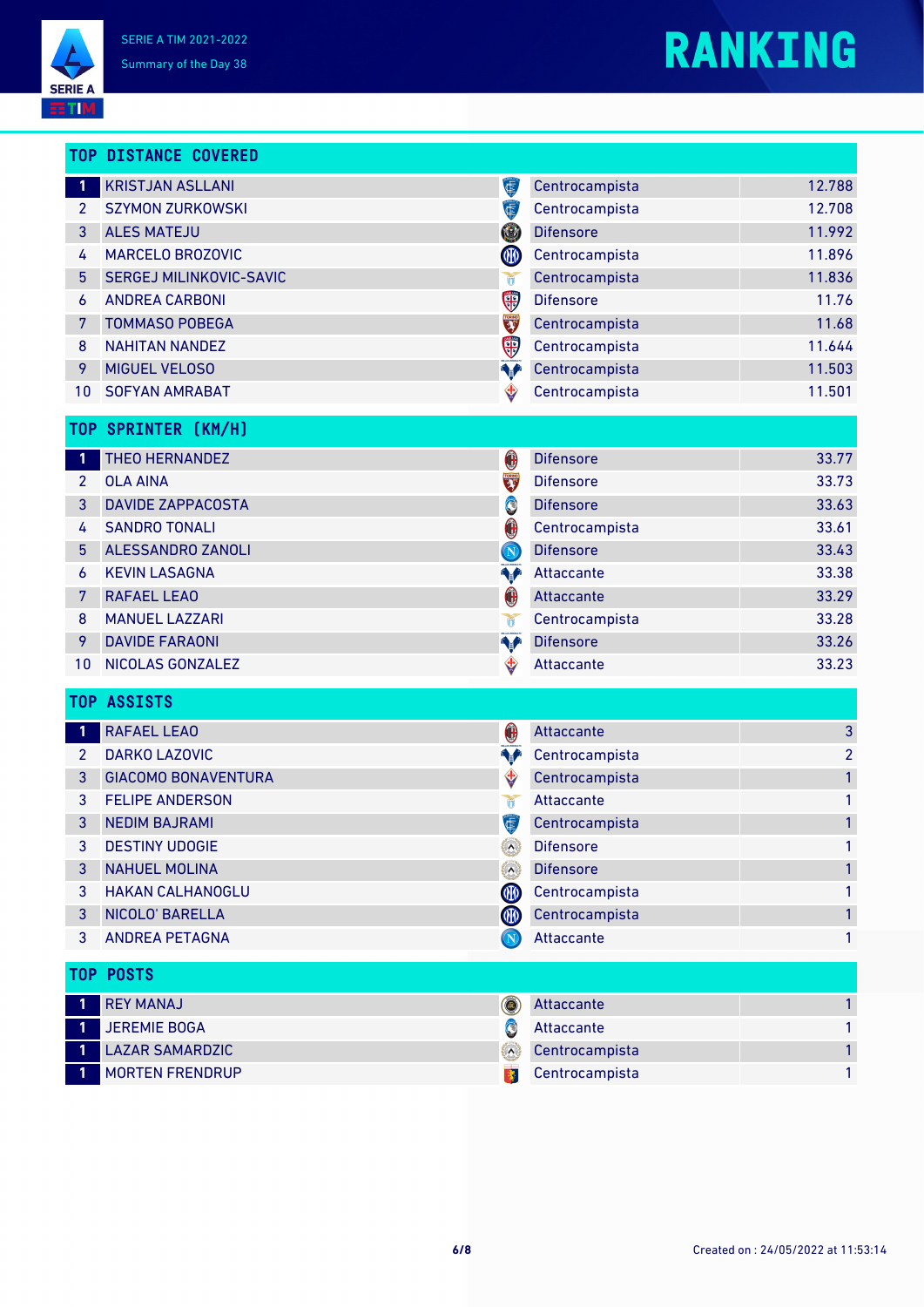# RANKING

SERIE A TIM 2021-2022
Summary of the Day 38

## TOP DISTANCE COVERED

| | | | |
|---|---|---|---|
| 1 | KRISTJAN ASLLANI | Centrocampista | 12.788 |
| 2 | SZYMON ZURKOWSKI | Centrocampista | 12.708 |
| 3 | ALES MATEJU | Difensore | 11.992 |
| 4 | MARCELO BROZOVIC | Centrocampista | 11.896 |
| 5 | SERGEJ MILINKOVIC-SAVIC | Centrocampista | 11.836 |
| 6 | ANDREA CARBONI | Difensore | 11.76 |
| 7 | TOMMASO POBEGA | Centrocampista | 11.68 |
| 8 | NAHITAN NANDEZ | Centrocampista | 11.644 |
| 9 | MIGUEL VELOSO | Centrocampista | 11.503 |
| 10 | SOFYAN AMRABAT | Centrocampista | 11.501 |

## TOP SPRINTER (KM/H)

| | | | |
|---|---|---|---|
| 1 | THEO HERNANDEZ | Difensore | 33.77 |
| 2 | OLA AINA | Difensore | 33.73 |
| 3 | DAVIDE ZAPPACOSTA | Difensore | 33.63 |
| 4 | SANDRO TONALI | Centrocampista | 33.61 |
| 5 | ALESSANDRO ZANOLI | Difensore | 33.43 |
| 6 | KEVIN LASAGNA | Attaccante | 33.38 |
| 7 | RAFAEL LEAO | Attaccante | 33.29 |
| 8 | MANUEL LAZZARI | Centrocampista | 33.28 |
| 9 | DAVIDE FARAONI | Difensore | 33.26 |
| 10 | NICOLAS GONZALEZ | Attaccante | 33.23 |

## TOP ASSISTS

| | | | |
|---|---|---|---|
| 1 | RAFAEL LEAO | Attaccante | 3 |
| 2 | DARKO LAZOVIC | Centrocampista | 2 |
| 3 | GIACOMO BONAVENTURA | Centrocampista | 1 |
| 3 | FELIPE ANDERSON | Attaccante | 1 |
| 3 | NEDIM BAJRAMI | Centrocampista | 1 |
| 3 | DESTINY UDOGIE | Difensore | 1 |
| 3 | NAHUEL MOLINA | Difensore | 1 |
| 3 | HAKAN CALHANOGLU | Centrocampista | 1 |
| 3 | NICOLO' BARELLA | Centrocampista | 1 |
| 3 | ANDREA PETAGNA | Attaccante | 1 |

## TOP POSTS

| | | | |
|---|---|---|---|
| 1 | REY MANAJ | Attaccante | 1 |
| 1 | JEREMIE BOGA | Attaccante | 1 |
| 1 | LAZAR SAMARDZIC | Centrocampista | 1 |
| 1 | MORTEN FRENDRUP | Centrocampista | 1 |

Created on : 24/05/2022 at 11:53:14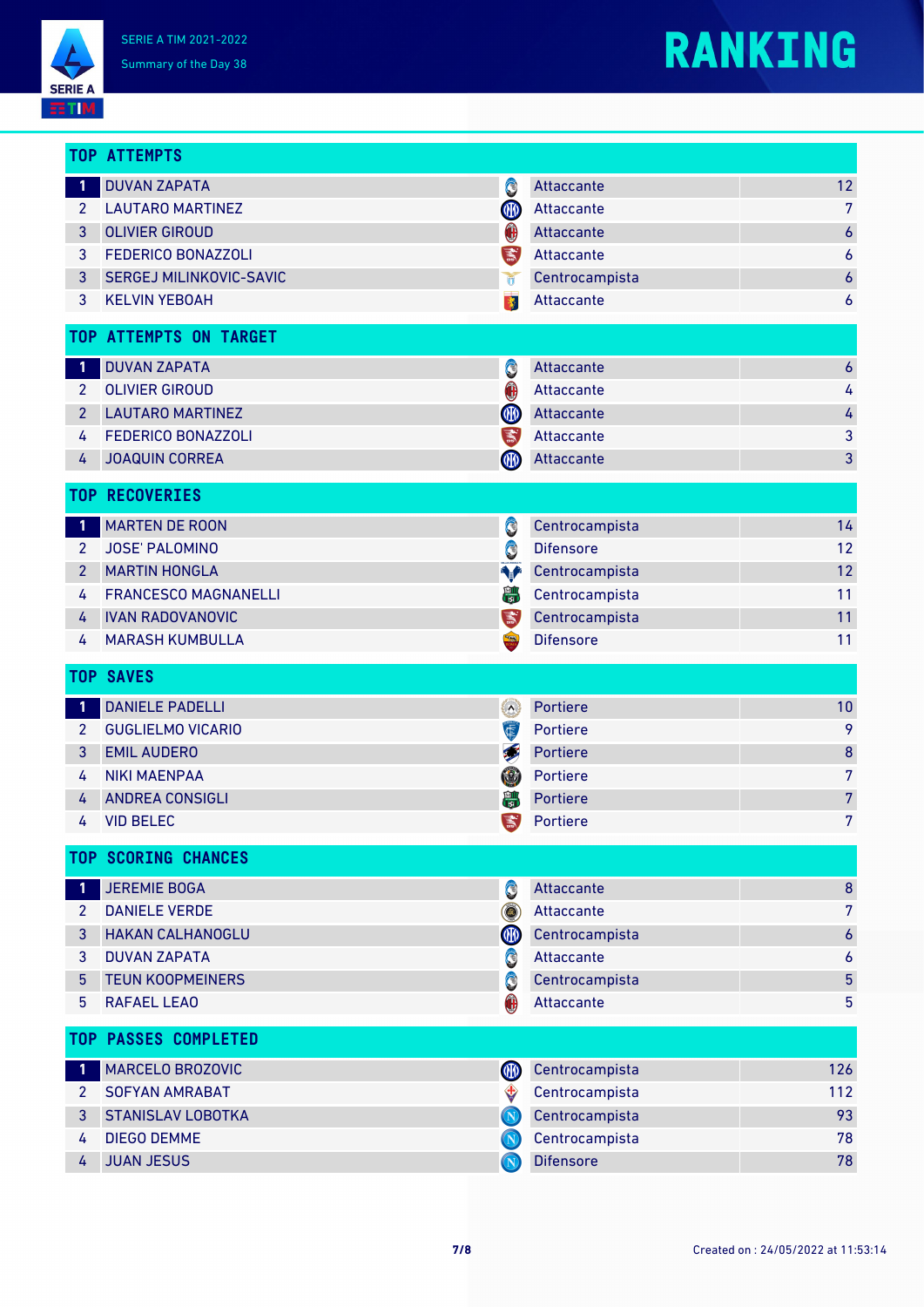SERIE A TIM 2021-2022

Summary of the Day 38

# RANKING

## TOP ATTEMPTS

| | | | |
|---|---|---|---|
| 1 | DUVAN ZAPATA | Attaccante | 12 |
| 2 | LAUTARO MARTINEZ | Attaccante | 7 |
| 3 | OLIVIER GIROUD | Attaccante | 6 |
| 3 | FEDERICO BONAZZOLI | Attaccante | 6 |
| 3 | SERGEJ MILINKOVIC-SAVIC | Centrocampista | 6 |
| 3 | KELVIN YEBOAH | Attaccante | 6 |

## TOP ATTEMPTS ON TARGET

| | | | |
|---|---|---|---|
| 1 | DUVAN ZAPATA | Attaccante | 6 |
| 2 | OLIVIER GIROUD | Attaccante | 4 |
| 2 | LAUTARO MARTINEZ | Attaccante | 4 |
| 4 | FEDERICO BONAZZOLI | Attaccante | 3 |
| 4 | JOAQUIN CORREA | Attaccante | 3 |

## TOP RECOVERIES

| | | | |
|---|---|---|---|
| 1 | MARTEN DE ROON | Centrocampista | 14 |
| 2 | JOSE' PALOMINO | Difensore | 12 |
| 2 | MARTIN HONGLA | Centrocampista | 12 |
| 4 | FRANCESCO MAGNANELLI | Centrocampista | 11 |
| 4 | IVAN RADOVANOVIC | Centrocampista | 11 |
| 4 | MARASH KUMBULLA | Difensore | 11 |

## TOP SAVES

| | | | |
|---|---|---|---|
| 1 | DANIELE PADELLI | Portiere | 10 |
| 2 | GUGLIELMO VICARIO | Portiere | 9 |
| 3 | EMIL AUDERO | Portiere | 8 |
| 4 | NIKI MAENPAA | Portiere | 7 |
| 4 | ANDREA CONSIGLI | Portiere | 7 |
| 4 | VID BELEC | Portiere | 7 |

## TOP SCORING CHANCES

| | | | |
|---|---|---|---|
| 1 | JEREMIE BOGA | Attaccante | 8 |
| 2 | DANIELE VERDE | Attaccante | 7 |
| 3 | HAKAN CALHANOGLU | Centrocampista | 6 |
| 3 | DUVAN ZAPATA | Attaccante | 6 |
| 5 | TEUN KOOPMEINERS | Centrocampista | 5 |
| 5 | RAFAEL LEAO | Attaccante | 5 |

## TOP PASSES COMPLETED

| | | | |
|---|---|---|---|
| 1 | MARCELO BROZOVIC | Centrocampista | 126 |
| 2 | SOFYAN AMRABAT | Centrocampista | 112 |
| 3 | STANISLAV LOBOTKA | Centrocampista | 93 |
| 4 | DIEGO DEMME | Centrocampista | 78 |
| 4 | JUAN JESUS | Difensore | 78 |

Created on : 24/05/2022 at 11:53:14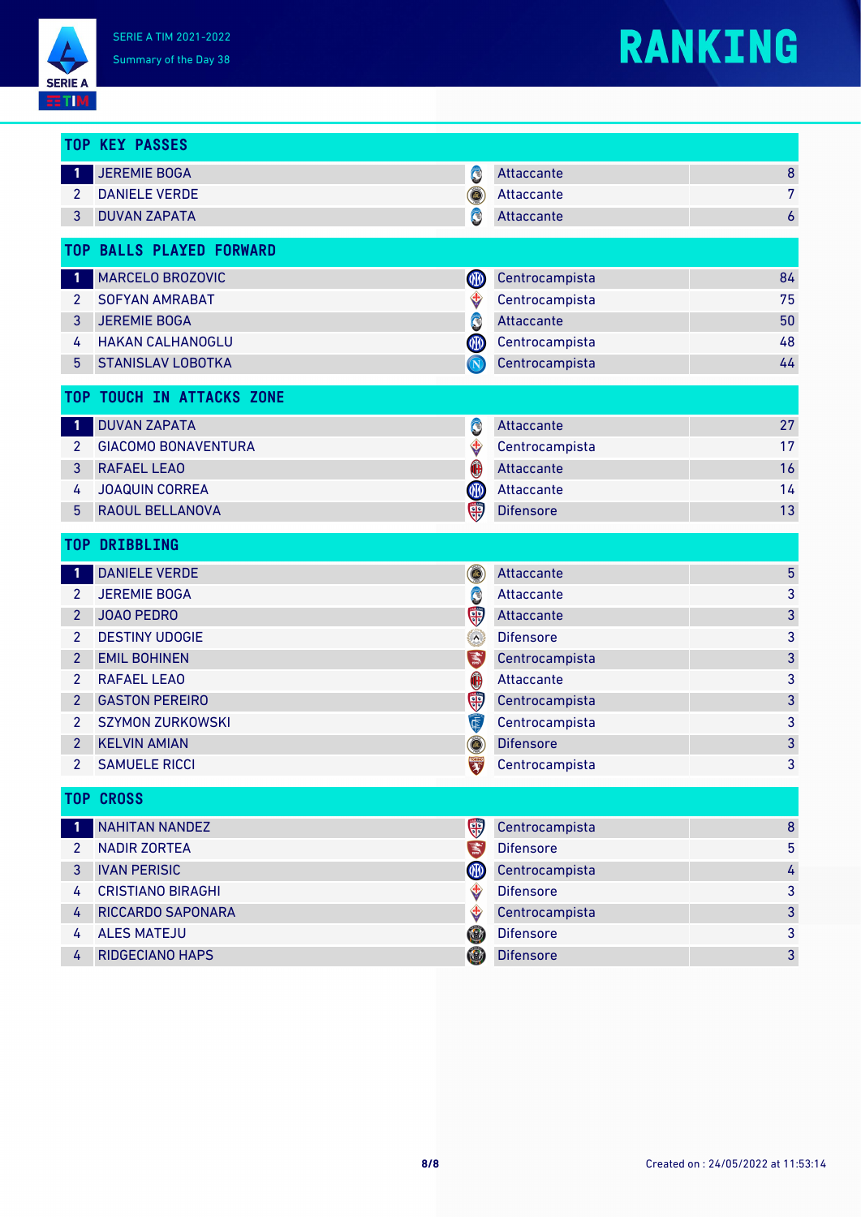SERIE A TIM 2021-2022

Summary of the Day 38

# RANKING

## TOP KEY PASSES

| | | | |
|---|---|---|---|
| 1 | JEREMIE BOGA | Attaccante | 8 |
| 2 | DANIELE VERDE | Attaccante | 7 |
| 3 | DUVAN ZAPATA | Attaccante | 6 |

## TOP BALLS PLAYED FORWARD

| | | | |
|---|---|---|---|
| 1 | MARCELO BROZOVIC | Centrocampista | 84 |
| 2 | SOFYAN AMRABAT | Centrocampista | 75 |
| 3 | JEREMIE BOGA | Attaccante | 50 |
| 4 | HAKAN CALHANOGLU | Centrocampista | 48 |
| 5 | STANISLAV LOBOTKA | Centrocampista | 44 |

## TOP TOUCH IN ATTACKS ZONE

| | | | |
|---|---|---|---|
| 1 | DUVAN ZAPATA | Attaccante | 27 |
| 2 | GIACOMO BONAVENTURA | Centrocampista | 17 |
| 3 | RAFAEL LEAO | Attaccante | 16 |
| 4 | JOAQUIN CORREA | Attaccante | 14 |
| 5 | RAOUL BELLANOVA | Difensore | 13 |

## TOP DRIBBLING

| | | | |
|---|---|---|---|
| 1 | DANIELE VERDE | Attaccante | 5 |
| 2 | JEREMIE BOGA | Attaccante | 3 |
| 2 | JOAO PEDRO | Attaccante | 3 |
| 2 | DESTINY UDOGIE | Difensore | 3 |
| 2 | EMIL BOHINEN | Centrocampista | 3 |
| 2 | RAFAEL LEAO | Attaccante | 3 |
| 2 | GASTON PEREIRO | Centrocampista | 3 |
| 2 | SZYMON ZURKOWSKI | Centrocampista | 3 |
| 2 | KELVIN AMIAN | Difensore | 3 |
| 2 | SAMUELE RICCI | Centrocampista | 3 |

## TOP CROSS

| | | | |
|---|---|---|---|
| 1 | NAHITAN NANDEZ | Centrocampista | 8 |
| 2 | NADIR ZORTEA | Difensore | 5 |
| 3 | IVAN PERISIC | Centrocampista | 4 |
| 4 | CRISTIANO BIRAGHI | Difensore | 3 |
| 4 | RICCARDO SAPONARA | Centrocampista | 3 |
| 4 | ALES MATEJU | Difensore | 3 |
| 4 | RIDGECIANO HAPS | Difensore | 3 |

Created on : 24/05/2022 at 11:53:14